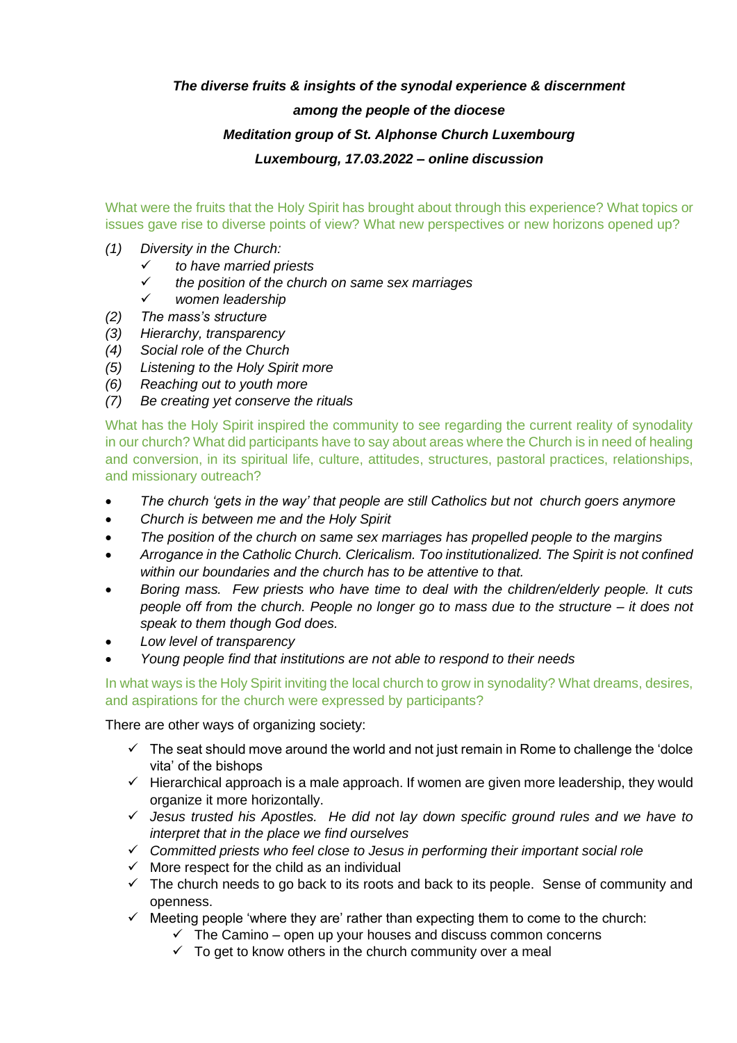***The diverse fruits & insights of the synodal experience & discernment***

***among the people of the diocese***

***Meditation group of St. Alphonse Church Luxembourg***

***Luxembourg, 17.03.2022 – online discussion***

What were the fruits that the Holy Spirit has brought about through this experience? What topics or issues gave rise to diverse points of view? What new perspectives or new horizons opened up?

*(1) Diversity in the Church:*
- ✓ *to have married priests*
- ✓ *the position of the church on same sex marriages*
- ✓ *women leadership*

*(2) The mass's structure*

*(3) Hierarchy, transparency*

*(4) Social role of the Church*

*(5) Listening to the Holy Spirit more*

*(6) Reaching out to youth more*

*(7) Be creating yet conserve the rituals*

What has the Holy Spirit inspired the community to see regarding the current reality of synodality in our church? What did participants have to say about areas where the Church is in need of healing and conversion, in its spiritual life, culture, attitudes, structures, pastoral practices, relationships, and missionary outreach?

- *The church 'gets in the way' that people are still Catholics but not church goers anymore*
- *Church is between me and the Holy Spirit*
- *The position of the church on same sex marriages has propelled people to the margins*
- *Arrogance in the Catholic Church. Clericalism. Too institutionalized. The Spirit is not confined within our boundaries and the church has to be attentive to that.*
- *Boring mass. Few priests who have time to deal with the children/elderly people. It cuts people off from the church. People no longer go to mass due to the structure – it does not speak to them though God does.*
- *Low level of transparency*
- *Young people find that institutions are not able to respond to their needs*

In what ways is the Holy Spirit inviting the local church to grow in synodality? What dreams, desires, and aspirations for the church were expressed by participants?

There are other ways of organizing society:

- ✓ The seat should move around the world and not just remain in Rome to challenge the 'dolce vita' of the bishops
- ✓ Hierarchical approach is a male approach. If women are given more leadership, they would organize it more horizontally.
- ✓ *Jesus trusted his Apostles. He did not lay down specific ground rules and we have to interpret that in the place we find ourselves*
- ✓ *Committed priests who feel close to Jesus in performing their important social role*
- ✓ More respect for the child as an individual
- ✓ The church needs to go back to its roots and back to its people. Sense of community and openness.
- ✓ Meeting people 'where they are' rather than expecting them to come to the church:
  - ✓ The Camino – open up your houses and discuss common concerns
  - ✓ To get to know others in the church community over a meal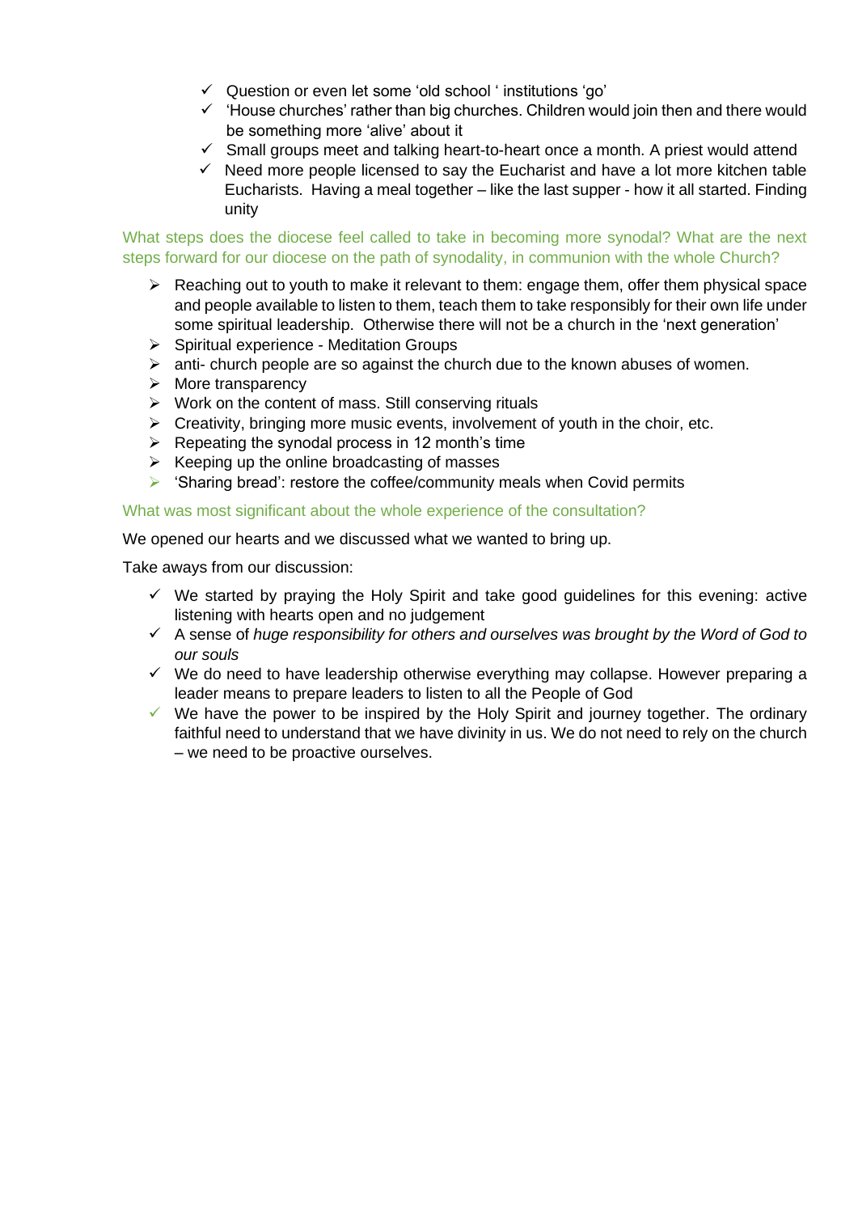- ✓ Question or even let some 'old school ' institutions 'go'
- ✓ 'House churches' rather than big churches. Children would join then and there would be something more 'alive' about it
- ✓ Small groups meet and talking heart-to-heart once a month. A priest would attend
- ✓ Need more people licensed to say the Eucharist and have a lot more kitchen table Eucharists. Having a meal together – like the last supper - how it all started. Finding unity

What steps does the diocese feel called to take in becoming more synodal? What are the next steps forward for our diocese on the path of synodality, in communion with the whole Church?

- Reaching out to youth to make it relevant to them: engage them, offer them physical space and people available to listen to them, teach them to take responsibly for their own life under some spiritual leadership. Otherwise there will not be a church in the 'next generation'
- Spiritual experience - Meditation Groups
- anti- church people are so against the church due to the known abuses of women.
- More transparency
- Work on the content of mass. Still conserving rituals
- Creativity, bringing more music events, involvement of youth in the choir, etc.
- Repeating the synodal process in 12 month's time
- Keeping up the online broadcasting of masses
- 'Sharing bread': restore the coffee/community meals when Covid permits

What was most significant about the whole experience of the consultation?

We opened our hearts and we discussed what we wanted to bring up.

Take aways from our discussion:

- ✓ We started by praying the Holy Spirit and take good guidelines for this evening: active listening with hearts open and no judgement
- ✓ A sense of *huge responsibility for others and ourselves was brought by the Word of God to our souls*
- ✓ We do need to have leadership otherwise everything may collapse. However preparing a leader means to prepare leaders to listen to all the People of God
- ✓ We have the power to be inspired by the Holy Spirit and journey together. The ordinary faithful need to understand that we have divinity in us. We do not need to rely on the church – we need to be proactive ourselves.